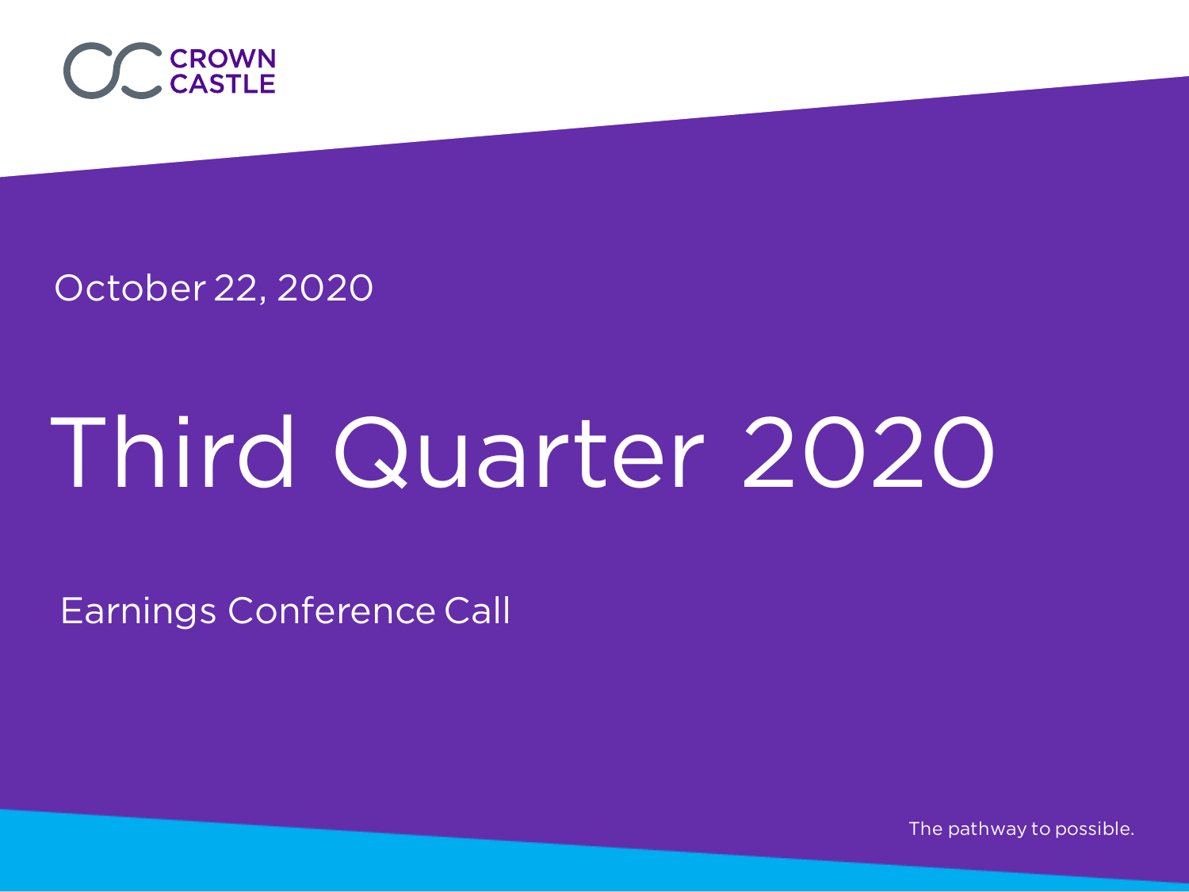CROWN CASTLE

October 22, 2020

# Third Quarter 2020

Earnings Conference Call

The pathway to possible.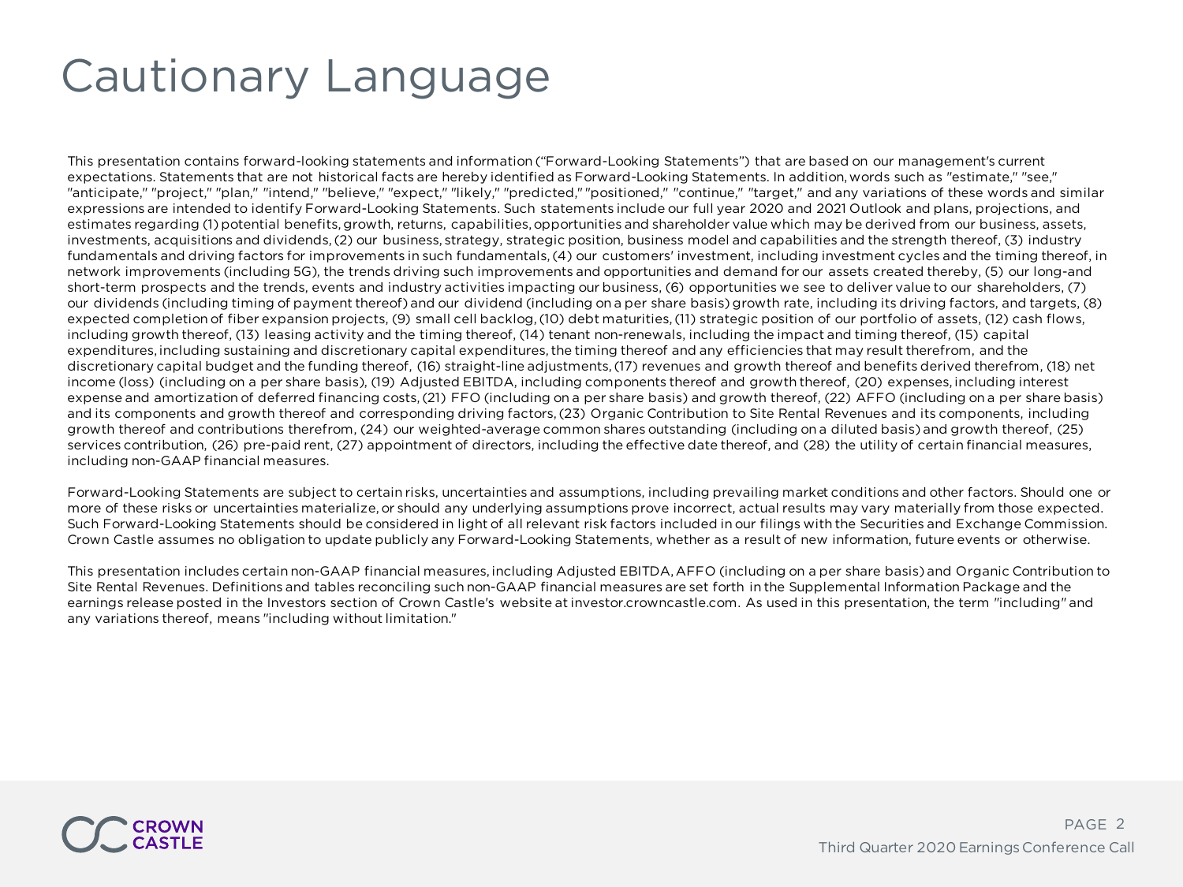# Cautionary Language

This presentation contains forward-looking statements and information ("Forward-Looking Statements") that are based on our management's current expectations. Statements that are not historical facts are hereby identified as Forward-Looking Statements. In addition, words such as "estimate," "see," "anticipate," "project," "plan," "intend," "believe," "expect," "likely," "predicted," "positioned," "continue," "target," and any variations of these words and similar expressions are intended to identify Forward-Looking Statements. Such statements include our full year 2020 and 2021 Outlook and plans, projections, and estimates regarding (1) potential benefits, growth, returns, capabilities, opportunities and shareholder value which may be derived from our business, assets, investments, acquisitions and dividends, (2) our business, strategy, strategic position, business model and capabilities and the strength thereof, (3) industry fundamentals and driving factors for improvements in such fundamentals, (4) our customers' investment, including investment cycles and the timing thereof, in network improvements (including 5G), the trends driving such improvements and opportunities and demand for our assets created thereby, (5) our long-and short-term prospects and the trends, events and industry activities impacting our business, (6) opportunities we see to deliver value to our shareholders, (7) our dividends (including timing of payment thereof) and our dividend (including on a per share basis) growth rate, including its driving factors, and targets, (8) expected completion of fiber expansion projects, (9) small cell backlog, (10) debt maturities, (11) strategic position of our portfolio of assets, (12) cash flows, including growth thereof, (13) leasing activity and the timing thereof, (14) tenant non-renewals, including the impact and timing thereof, (15) capital expenditures, including sustaining and discretionary capital expenditures, the timing thereof and any efficiencies that may result therefrom, and the discretionary capital budget and the funding thereof, (16) straight-line adjustments, (17) revenues and growth thereof and benefits derived therefrom, (18) net income (loss) (including on a per share basis), (19) Adjusted EBITDA, including components thereof and growth thereof, (20) expenses, including interest expense and amortization of deferred financing costs, (21) FFO (including on a per share basis) and growth thereof, (22) AFFO (including on a per share basis) and its components and growth thereof and corresponding driving factors, (23) Organic Contribution to Site Rental Revenues and its components, including growth thereof and contributions therefrom, (24) our weighted-average common shares outstanding (including on a diluted basis) and growth thereof, (25) services contribution, (26) pre-paid rent, (27) appointment of directors, including the effective date thereof, and (28) the utility of certain financial measures, including non-GAAP financial measures.

Forward-Looking Statements are subject to certain risks, uncertainties and assumptions, including prevailing market conditions and other factors. Should one or more of these risks or uncertainties materialize, or should any underlying assumptions prove incorrect, actual results may vary materially from those expected. Such Forward-Looking Statements should be considered in light of all relevant risk factors included in our filings with the Securities and Exchange Commission. Crown Castle assumes no obligation to update publicly any Forward-Looking Statements, whether as a result of new information, future events or otherwise.

This presentation includes certain non-GAAP financial measures, including Adjusted EBITDA, AFFO (including on a per share basis) and Organic Contribution to Site Rental Revenues. Definitions and tables reconciling such non-GAAP financial measures are set forth in the Supplemental Information Package and the earnings release posted in the Investors section of Crown Castle's website at investor.crowncastle.com. As used in this presentation, the term "including" and any variations thereof, means "including without limitation."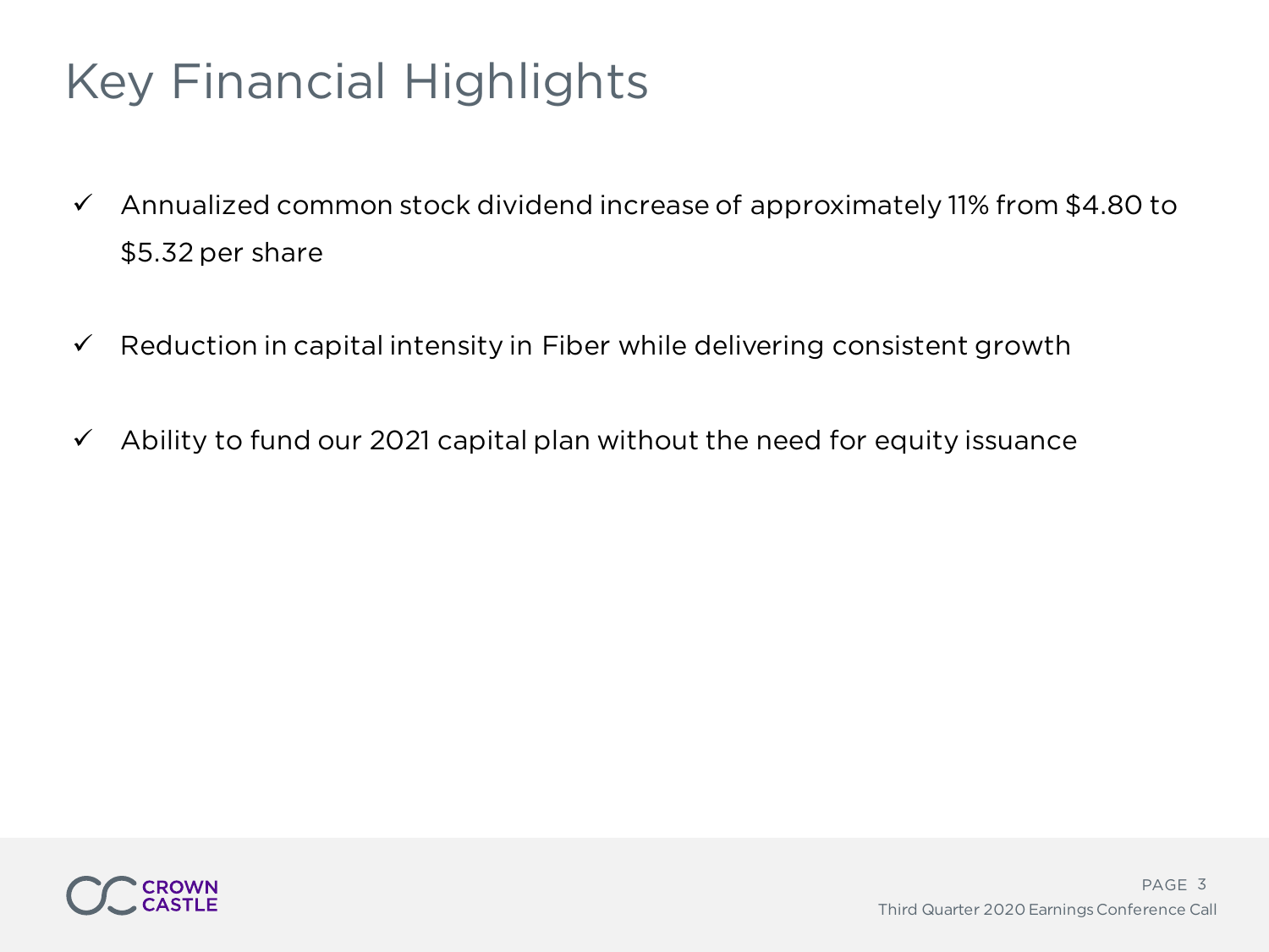# Key Financial Highlights

- ✓ Annualized common stock dividend increase of approximately 11% from $4.80 to $5.32 per share
- ✓ Reduction in capital intensity in Fiber while delivering consistent growth
- ✓ Ability to fund our 2021 capital plan without the need for equity issuance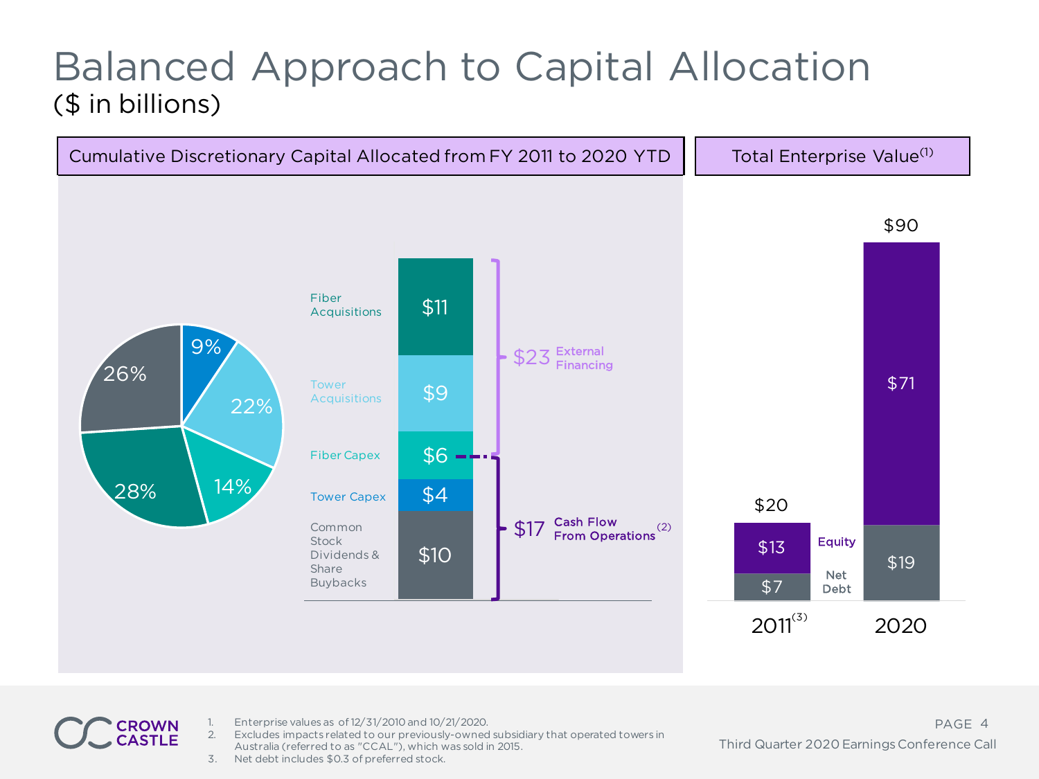# Balanced Approach to Capital Allocation

## ($ in billions)

### Cumulative Discretionary Capital Allocated from FY 2011 to 2020 YTD

| Category | Amount | % |
|---|---|---|
| Fiber Acquisitions | $11 | 28% |
| Tower Acquisitions | $9 | 22% |
| Fiber Capex | $6 | 14% |
| Tower Capex | $4 | 9% |
| Common Stock Dividends & Share Buybacks | $10 | 26% |

- $23 External Financing
- $17 Cash Flow From Operations[2]

### Total Enterprise Value[1]

| | 2011[3] | 2020 |
|---|---|---|
| Equity | $13 | $71 |
| Net Debt | $7 | $19 |
| Total | $20 | $90 |

1. Enterprise values as of 12/31/2010 and 10/21/2020.
2. Excludes impacts related to our previously-owned subsidiary that operated towers in Australia (referred to as "CCAL"), which was sold in 2015.
3. Net debt includes $0.3 of preferred stock.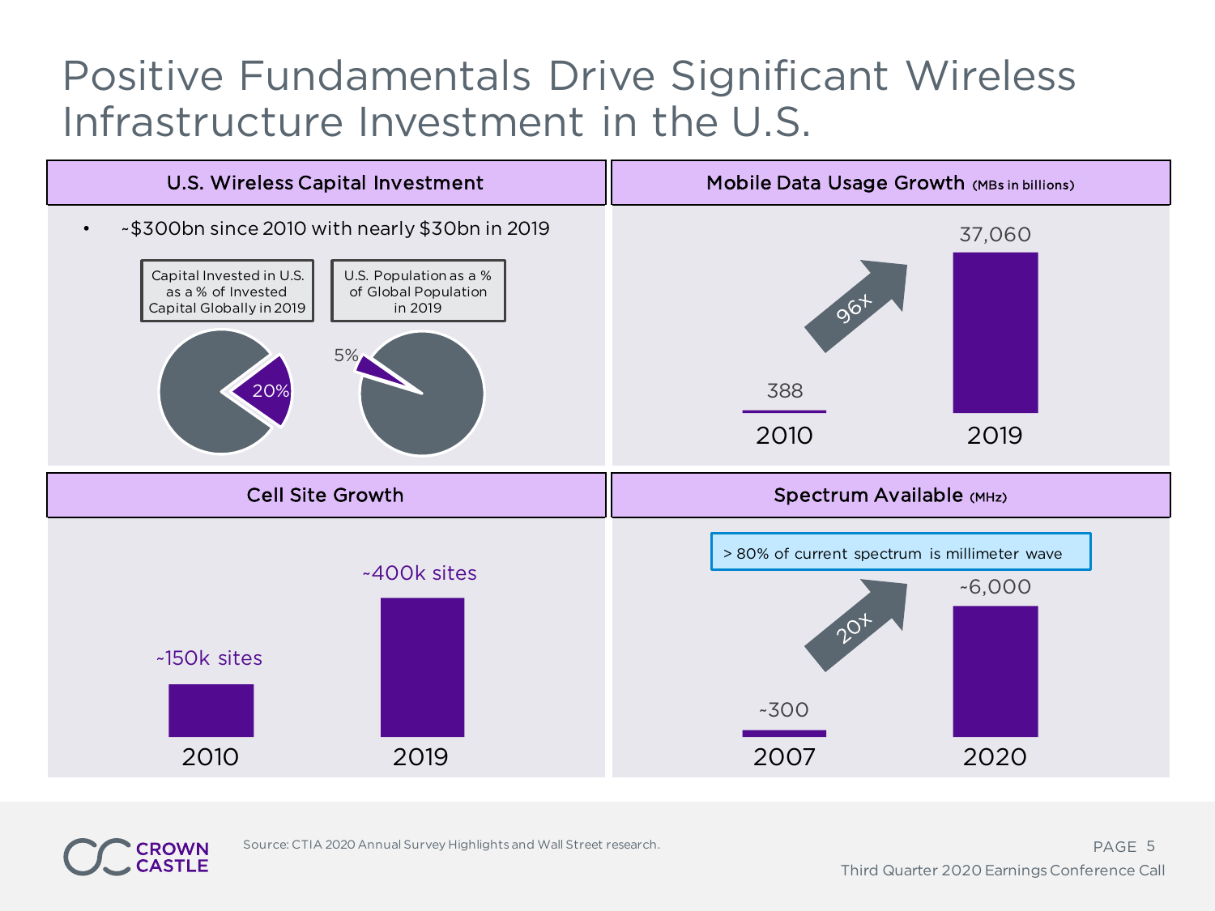# Positive Fundamentals Drive Significant Wireless Infrastructure Investment in the U.S.

## U.S. Wireless Capital Investment

- ~$300bn since 2010 with nearly $30bn in 2019

| Capital Invested in U.S. as a % of Invested Capital Globally in 2019 | U.S. Population as a % of Global Population in 2019 |
|---|---|
| 20% | 5% |

## Mobile Data Usage Growth (MBs in billions)

| 2010 | 2019 |
|---|---|
| 388 | 37,060 |

96x

## Cell Site Growth

| 2010 | 2019 |
|---|---|
| ~150k sites | ~400k sites |

## Spectrum Available (MHz)

> 80% of current spectrum is millimeter wave

| 2007 | 2020 |
|---|---|
| ~300 | ~6,000 |

20x

Source: CTIA 2020 Annual Survey Highlights and Wall Street research.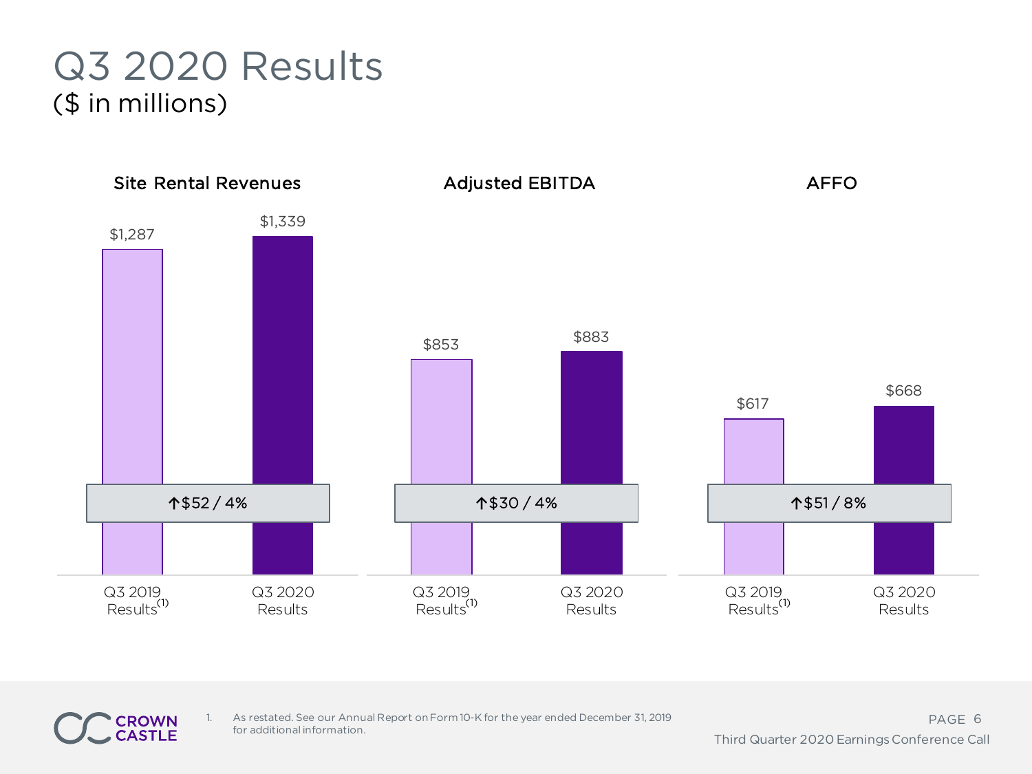# Q3 2020 Results
## ($ in millions)

| | Q3 2019 Results[1] | Q3 2020 Results | Change |
|---|---|---|---|
| Site Rental Revenues | $1,287 | $1,339 | ↑$52 / 4% |
| Adjusted EBITDA | $853 | $883 | ↑$30 / 4% |
| AFFO | $617 | $668 | ↑$51 / 8% |

1. As restated. See our Annual Report on Form 10-K for the year ended December 31, 2019 for additional information.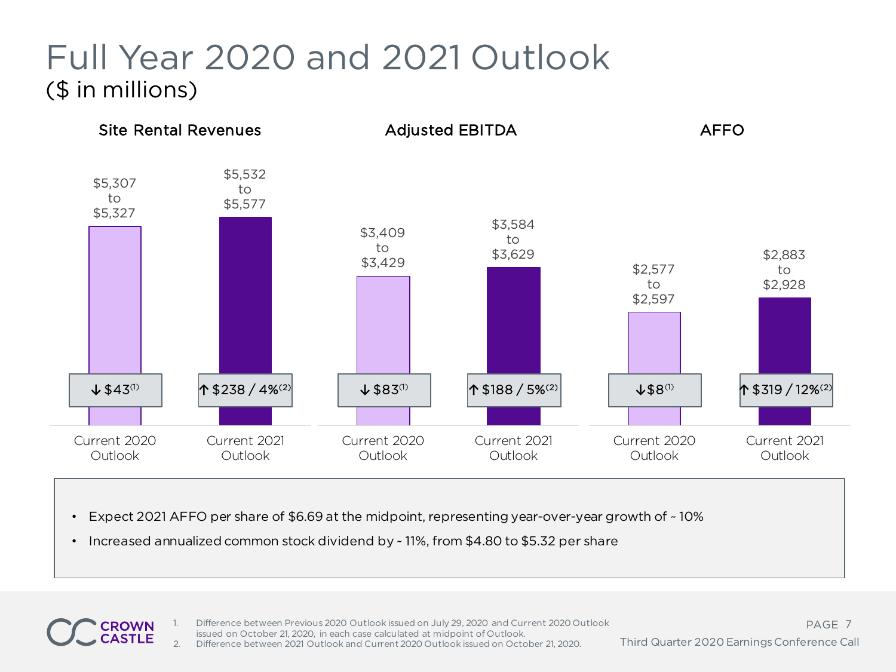# Full Year 2020 and 2021 Outlook

## ($ in millions)

| | Site Rental Revenues | | Adjusted EBITDA | | AFFO | |
|---|---|---|---|---|---|---|
| | Current 2020 Outlook | Current 2021 Outlook | Current 2020 Outlook | Current 2021 Outlook | Current 2020 Outlook | Current 2021 Outlook |
| Range | $5,307 to $5,327 | $5,532 to $5,577 | $3,409 to $3,429 | $3,584 to $3,629 | $2,577 to $2,597 | $2,883 to $2,928 |
| Change | ↓ $43[1] | ↑ $238 / 4%[2] | ↓ $83[1] | ↑ $188 / 5%[2] | ↓ $8[1] | ↑ $319 / 12%[2] |

- Expect 2021 AFFO per share of $6.69 at the midpoint, representing year-over-year growth of ~ 10%
- Increased annualized common stock dividend by ~ 11%, from $4.80 to $5.32 per share

1. Difference between Previous 2020 Outlook issued on July 29, 2020 and Current 2020 Outlook issued on October 21, 2020, in each case calculated at midpoint of Outlook.
2. Difference between 2021 Outlook and Current 2020 Outlook issued on October 21, 2020.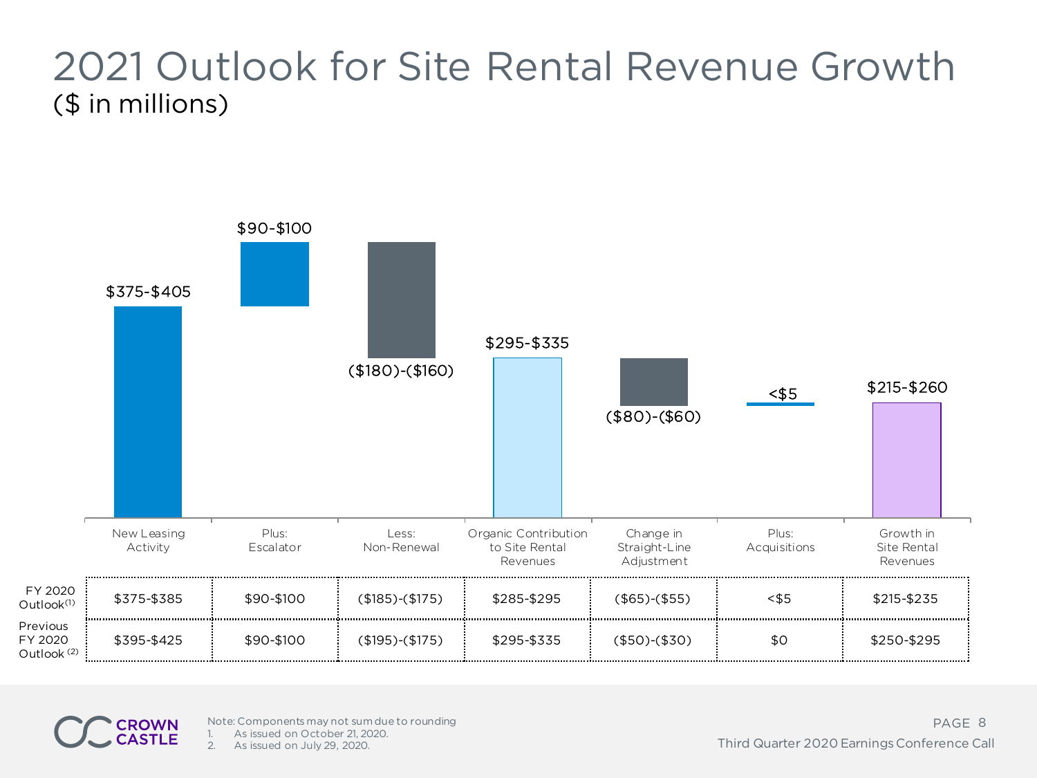# 2021 Outlook for Site Rental Revenue Growth

## ($ in millions)

| | New Leasing Activity | Plus: Escalator | Less: Non-Renewal | Organic Contribution to Site Rental Revenues | Change in Straight-Line Adjustment | Plus: Acquisitions | Growth in Site Rental Revenues |
|---|---|---|---|---|---|---|---|
| 2021 Outlook | $375-$405 | $90-$100 | ($180)-($160) | $295-$335 | ($80)-($60) | <$5 | $215-$260 |
| FY 2020 Outlook[1] | $375-$385 | $90-$100 | ($185)-($175) | $285-$295 | ($65)-($55) | <$5 | $215-$235 |
| Previous FY 2020 Outlook [2] | $395-$425 | $90-$100 | ($195)-($175) | $295-$335 | ($50)-($30) | $0 | $250-$295 |

Note: Components may not sum due to rounding

1. As issued on October 21, 2020.
2. As issued on July 29, 2020.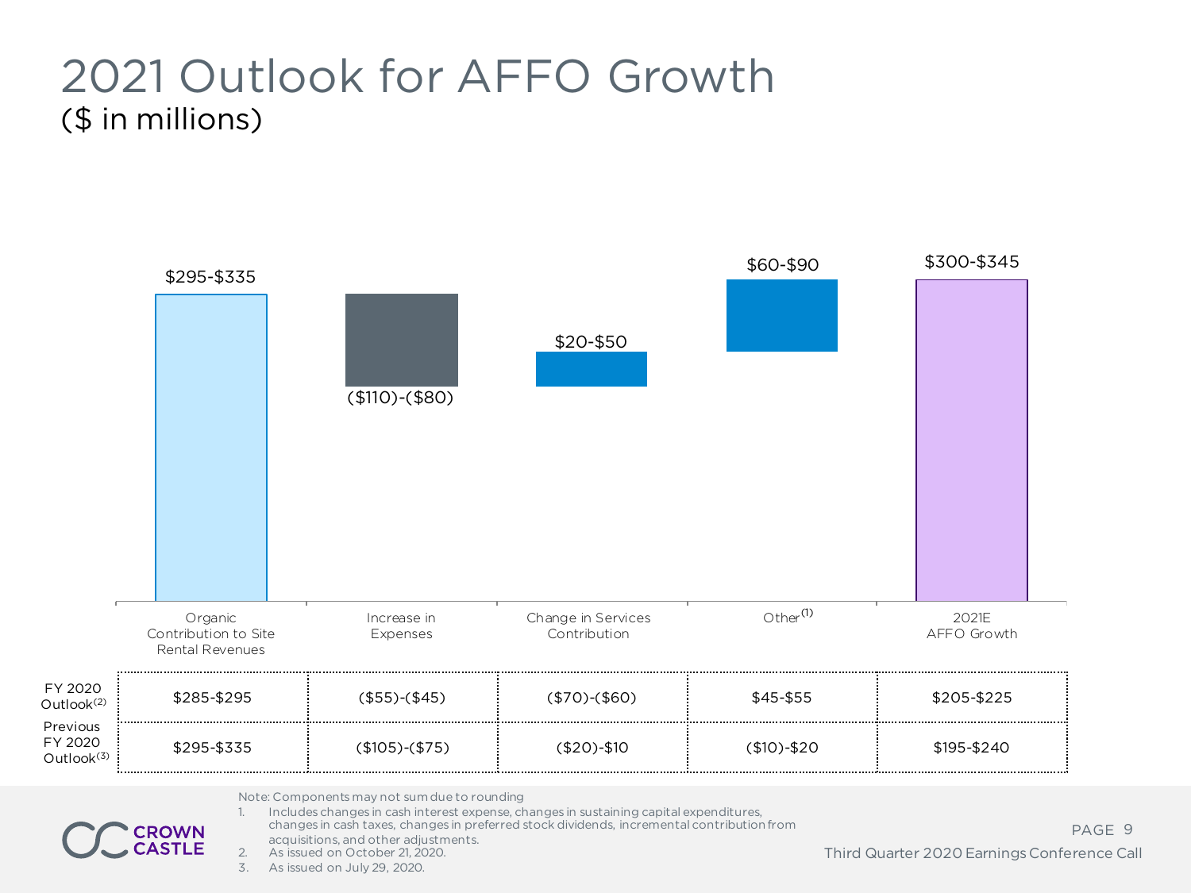# 2021 Outlook for AFFO Growth

## ($ in millions)

$295-$335

($110)-($80)

$20-$50

$60-$90

$300-$345

Organic Contribution to Site Rental Revenues

Increase in Expenses

Change in Services Contribution

Other[1]

2021E AFFO Growth

| | Organic Contribution to Site Rental Revenues | Increase in Expenses | Change in Services Contribution | Other[1] | 2021E AFFO Growth |
|---|---|---|---|---|---|
| FY 2020 Outlook[2] | $285-$295 | ($55)-($45) | ($70)-($60) | $45-$55 | $205-$225 |
| Previous FY 2020 Outlook[3] | $295-$335 | ($105)-($75) | ($20)-$10 | ($10)-$20 | $195-$240 |

Note: Components may not sum due to rounding

1. Includes changes in cash interest expense, changes in sustaining capital expenditures, changes in cash taxes, changes in preferred stock dividends, incremental contribution from acquisitions, and other adjustments.
2. As issued on October 21, 2020.
3. As issued on July 29, 2020.